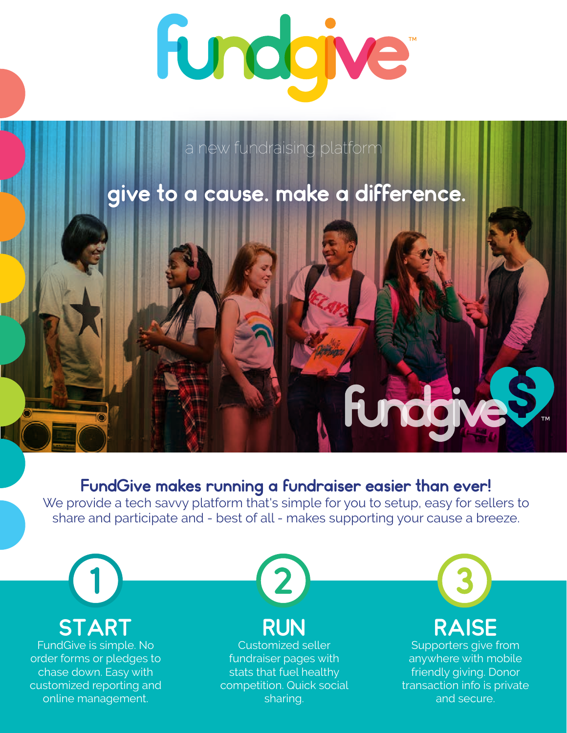# fundgive™

a new fundraising platform

## give to a cause. make a difference.

fundgive™

### FundGive makes running a fundraiser easier than ever!

We provide a tech savvy platform that's simple for you to setup, easy for sellers to share and participate and - best of all - makes supporting your cause a breeze.

**1**

## START

FundGive is simple. No order forms or pledges to chase down. Easy with customized reporting and online management.

**2**

## RUN

Customized seller fundraiser pages with stats that fuel healthy competition. Quick social sharing.

**3**

## RAISE

Supporters give from anywhere with mobile friendly giving. Donor transaction info is private and secure.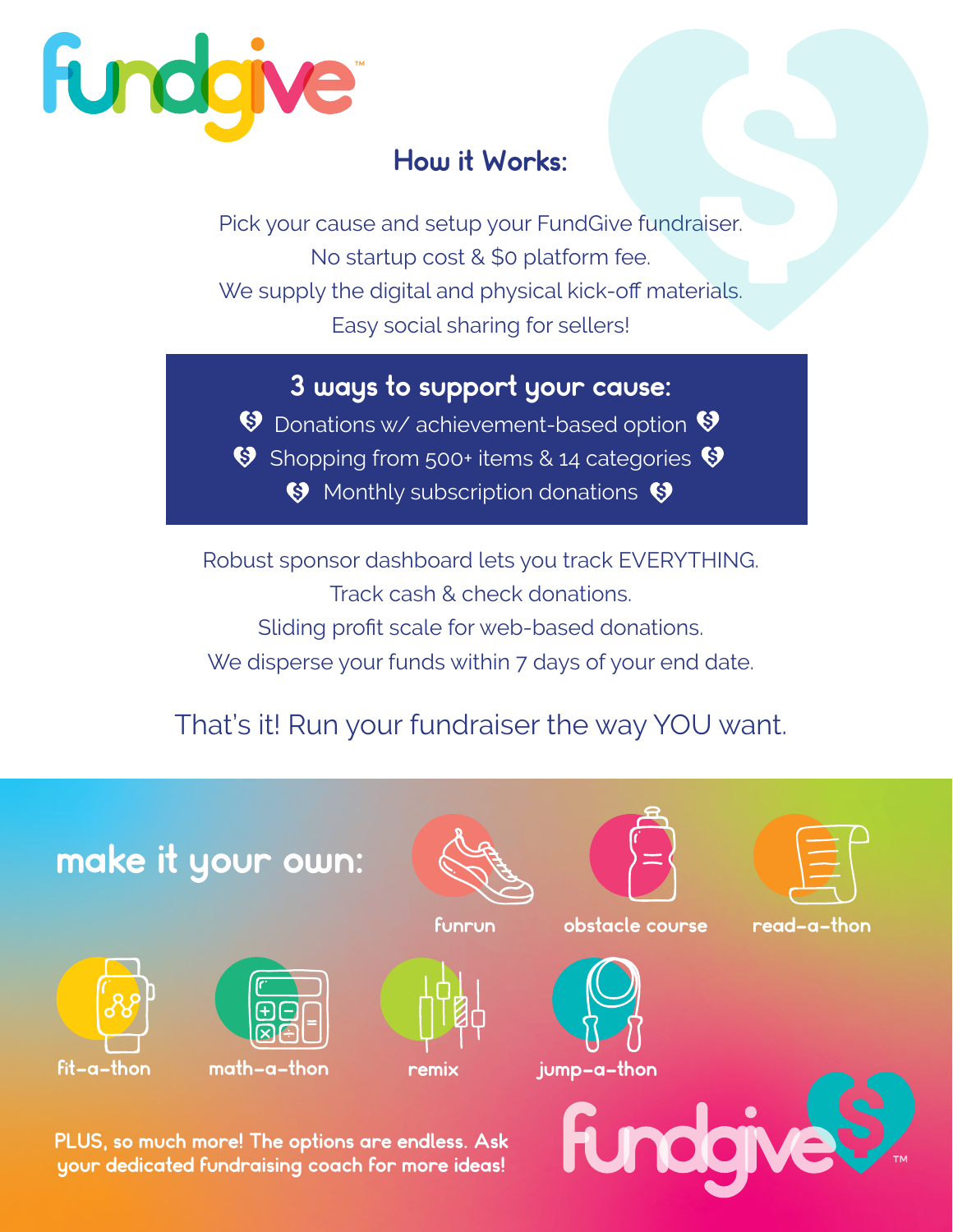# fundgive™

## How it Works:

Pick your cause and setup your FundGive fundraiser.
No startup cost & $0 platform fee.
We supply the digital and physical kick-off materials.
Easy social sharing for sellers!

### 3 ways to support your cause:

- Donations w/ achievement-based option
- Shopping from 500+ items & 14 categories
- Monthly subscription donations

Robust sponsor dashboard lets you track EVERYTHING.
Track cash & check donations.
Sliding profit scale for web-based donations.
We disperse your funds within 7 days of your end date.

That's it! Run your fundraiser the way YOU want.

## make it your own:

funrun
obstacle course
read-a-thon
fit-a-thon
math-a-thon
remix
jump-a-thon

**PLUS, so much more! The options are endless. Ask your dedicated fundraising coach for more ideas!**

fundgive™